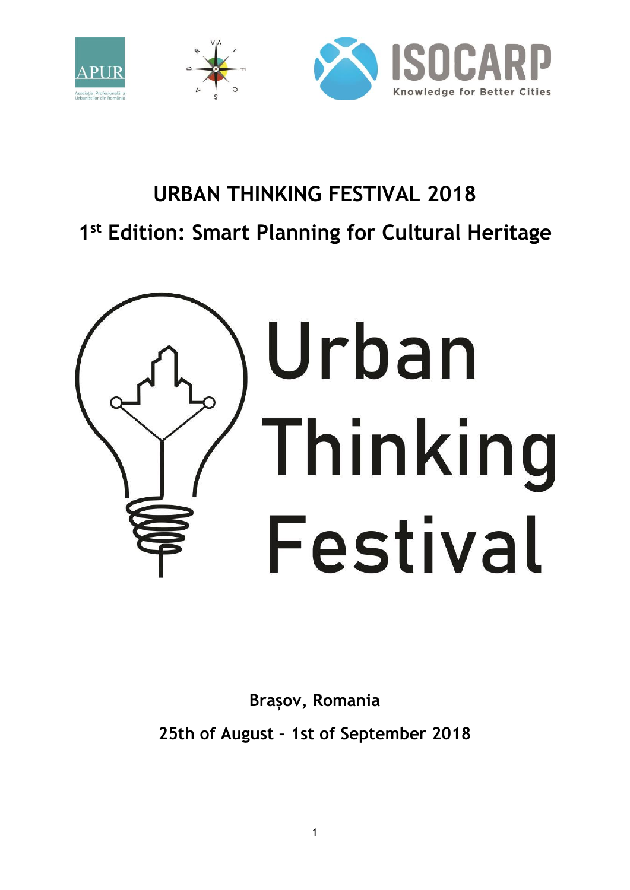# URBAN THINKING FESTIVAL 2018

## 1st Edition: Smart Planning for Cultural Heritage

Urban Thinking Festival

**Brașov, Romania**

**25th of August – 1st of September 2018**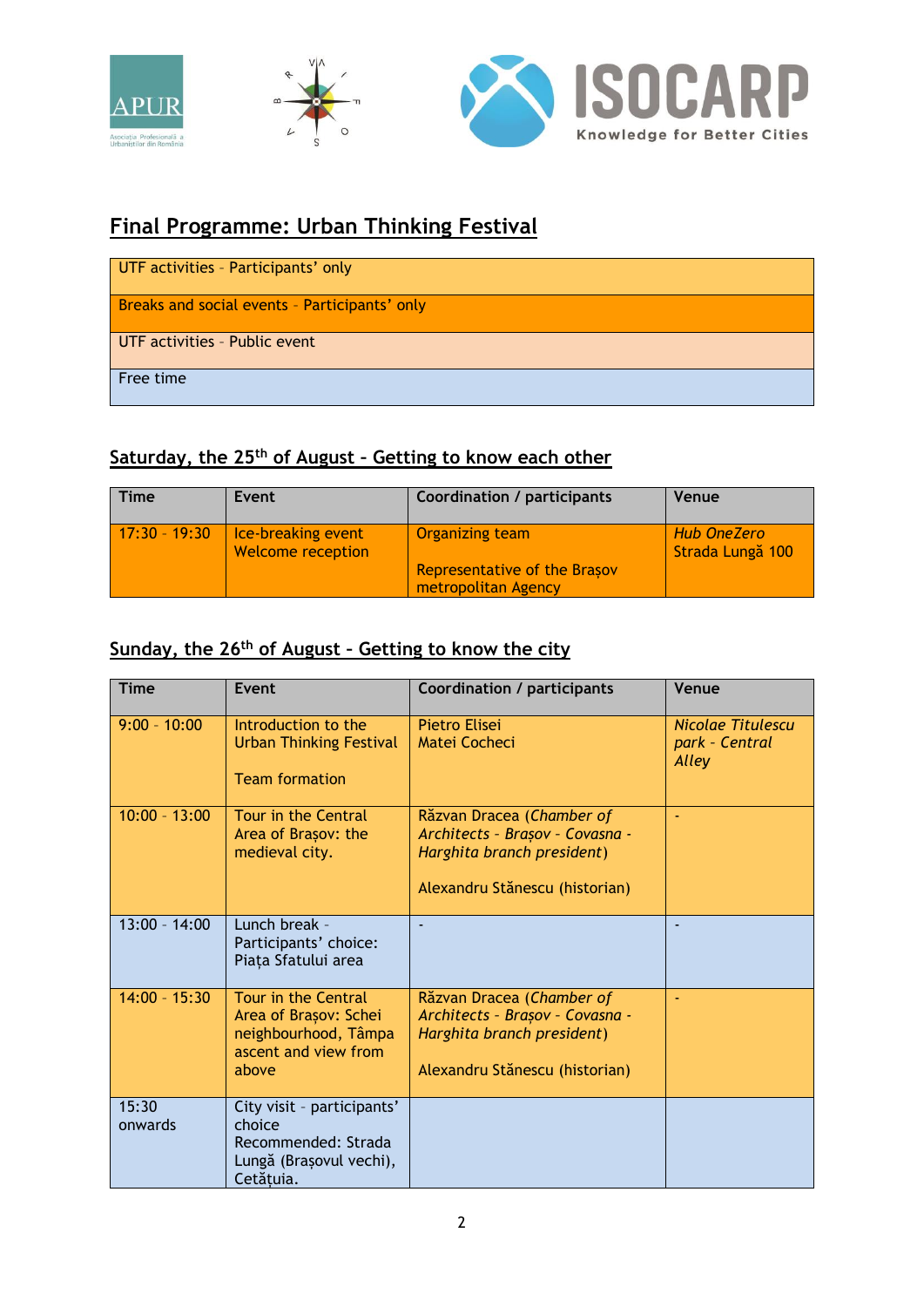## Final Programme: Urban Thinking Festival

| |
|---|
| UTF activities - Participants' only |
| Breaks and social events - Participants' only |
| UTF activities - Public event |
| Free time |

### Saturday, the 25th of August - Getting to know each other

| Time | Event | Coordination / participants | Venue |
|---|---|---|---|
| 17:30 - 19:30 | Ice-breaking event<br>Welcome reception | Organizing team<br><br>Representative of the Brașov metropolitan Agency | *Hub OneZero*<br>Strada Lungă 100 |

### Sunday, the 26th of August - Getting to know the city

| Time | Event | Coordination / participants | Venue |
|---|---|---|---|
| 9:00 - 10:00 | Introduction to the Urban Thinking Festival<br><br>Team formation | Pietro Elisei<br>Matei Cocheci | *Nicolae Titulescu park - Central Alley* |
| 10:00 - 13:00 | Tour in the Central Area of Brașov: the medieval city. | Răzvan Dracea (*Chamber of Architects - Brașov - Covasna - Harghita branch president*)<br><br>Alexandru Stănescu (historian) | - |
| 13:00 - 14:00 | Lunch break - Participants' choice: Piața Sfatului area | - | - |
| 14:00 - 15:30 | Tour in the Central Area of Brașov: Schei neighbourhood, Tâmpa ascent and view from above | Răzvan Dracea (*Chamber of Architects - Brașov - Covasna - Harghita branch president*)<br><br>Alexandru Stănescu (historian) | - |
| 15:30 onwards | City visit - participants' choice<br>Recommended: Strada Lungă (Brașovul vechi), Cetățuia. | | |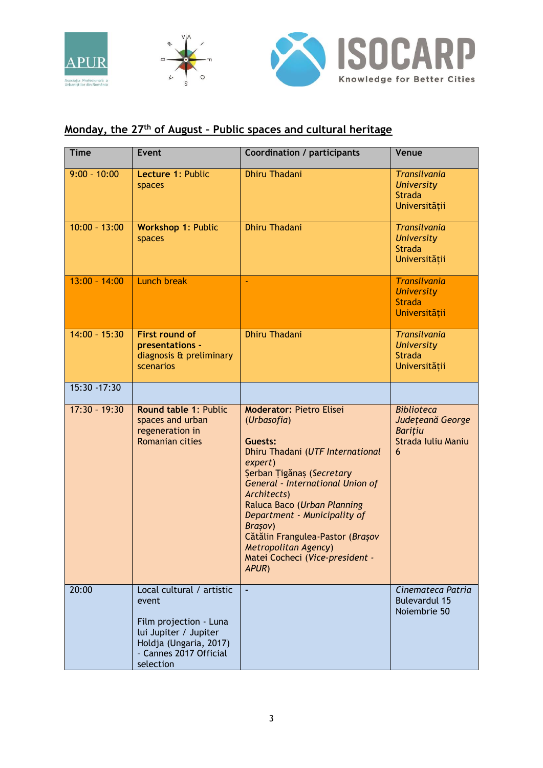## Monday, the 27th of August – Public spaces and cultural heritage

| Time | Event | Coordination / participants | Venue |
|---|---|---|---|
| 9:00 - 10:00 | **Lecture 1:** Public spaces | Dhiru Thadani | *Transilvania University* Strada Universității |
| 10:00 - 13:00 | **Workshop 1:** Public spaces | Dhiru Thadani | *Transilvania University* Strada Universității |
| 13:00 - 14:00 | Lunch break | - | *Transilvania University* Strada Universității |
| 14:00 - 15:30 | **First round of presentations -** diagnosis & preliminary scenarios | Dhiru Thadani | *Transilvania University* Strada Universității |
| 15:30 -17:30 | | | |
| 17:30 - 19:30 | **Round table 1:** Public spaces and urban regeneration in Romanian cities | **Moderator:** Pietro Elisei (*Urbasofia*)<br><br>**Guests:**<br>Dhiru Thadani (*UTF International expert*)<br>Șerban Țigănaș (*Secretary General - International Union of Architects*)<br>Raluca Baco (*Urban Planning Department - Municipality of Brașov*)<br>Cătălin Frangulea-Pastor (*Brașov Metropolitan Agency*)<br>Matei Cocheci (*Vice-president - APUR*) | *Biblioteca Județeană George Barițiu* Strada Iuliu Maniu 6 |
| 20:00 | Local cultural / artistic event<br><br>Film projection - Luna lui Jupiter / Jupiter Holdja (Ungaria, 2017) - Cannes 2017 Official selection | - | *Cinemateca Patria* Bulevardul 15 Noiembrie 50 |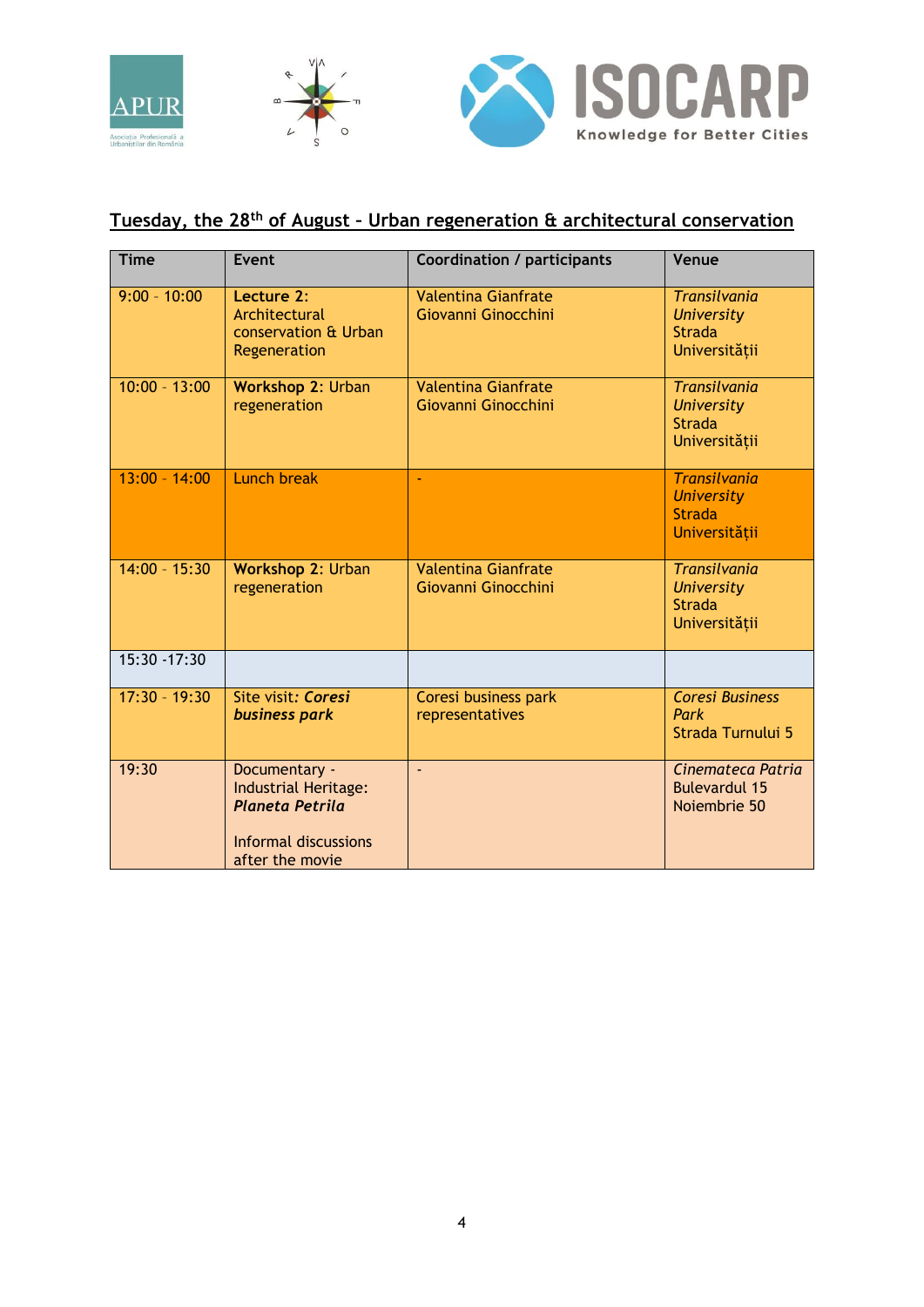## Tuesday, the 28th of August – Urban regeneration & architectural conservation

| Time | Event | Coordination / participants | Venue |
|---|---|---|---|
| 9:00 - 10:00 | **Lecture 2:** Architectural conservation & Urban Regeneration | Valentina Gianfrate Giovanni Ginocchini | *Transilvania University* Strada Universității |
| 10:00 - 13:00 | **Workshop 2:** Urban regeneration | Valentina Gianfrate Giovanni Ginocchini | *Transilvania University* Strada Universității |
| 13:00 - 14:00 | Lunch break | - | *Transilvania University* Strada Universității |
| 14:00 - 15:30 | **Workshop 2:** Urban regeneration | Valentina Gianfrate Giovanni Ginocchini | *Transilvania University* Strada Universității |
| 15:30 -17:30 | | | |
| 17:30 - 19:30 | Site visit: ***Coresi business park*** | Coresi business park representatives | *Coresi Business Park* Strada Turnului 5 |
| 19:30 | Documentary - Industrial Heritage: ***Planeta Petrila*** <br><br> Informal discussions after the movie | - | *Cinemateca Patria* Bulevardul 15 Noiembrie 50 |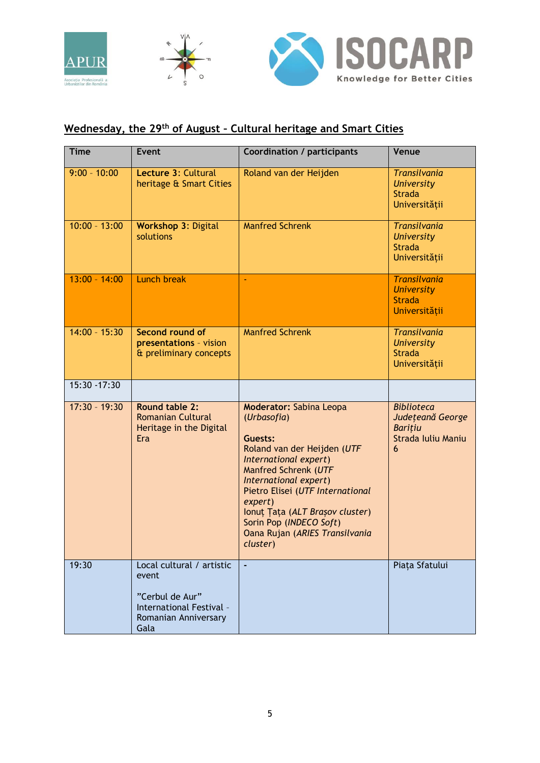## Wednesday, the 29th of August – Cultural heritage and Smart Cities

| Time | Event | Coordination / participants | Venue |
|---|---|---|---|
| 9:00 – 10:00 | **Lecture 3:** Cultural heritage & Smart Cities | Roland van der Heijden | *Transilvania University* Strada Universității |
| 10:00 – 13:00 | **Workshop 3:** Digital solutions | Manfred Schrenk | *Transilvania University* Strada Universității |
| 13:00 – 14:00 | Lunch break | - | *Transilvania University* Strada Universității |
| 14:00 – 15:30 | **Second round of presentations** – vision & preliminary concepts | Manfred Schrenk | *Transilvania University* Strada Universității |
| 15:30 -17:30 | | | |
| 17:30 – 19:30 | **Round table 2:** Romanian Cultural Heritage in the Digital Era | **Moderator:** Sabina Leopa (*Urbasofia*)<br><br>**Guests:**<br>Roland van der Heijden (*UTF International expert*)<br>Manfred Schrenk (*UTF International expert*)<br>Pietro Elisei (*UTF International expert*)<br>Ionuț Țața (*ALT Brașov cluster*)<br>Sorin Pop (*INDECO Soft*)<br>Oana Rujan (*ARIES Transilvania cluster*) | *Biblioteca Județeană George Barițiu* Strada Iuliu Maniu 6 |
| 19:30 | Local cultural / artistic event<br><br>"Cerbul de Aur" International Festival – Romanian Anniversary Gala | - | Piața Sfatului |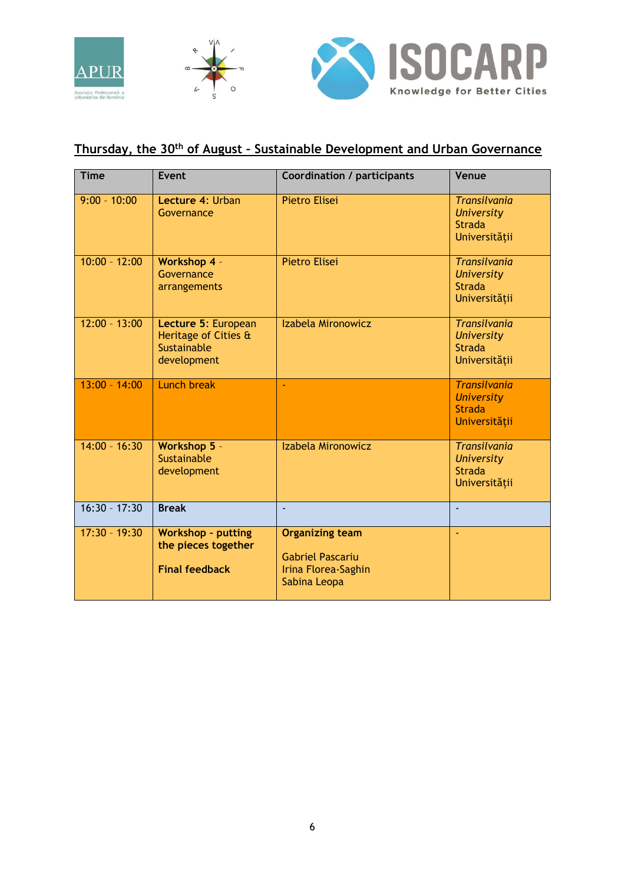## Thursday, the 30th of August – Sustainable Development and Urban Governance

| Time | Event | Coordination / participants | Venue |
|---|---|---|---|
| 9:00 - 10:00 | **Lecture 4**: Urban Governance | Pietro Elisei | *Transilvania University* Strada Universității |
| 10:00 - 12:00 | **Workshop 4** - Governance arrangements | Pietro Elisei | *Transilvania University* Strada Universității |
| 12:00 - 13:00 | **Lecture 5**: European Heritage of Cities & Sustainable development | Izabela Mironowicz | *Transilvania University* Strada Universității |
| 13:00 - 14:00 | Lunch break | - | *Transilvania University* Strada Universității |
| 14:00 - 16:30 | **Workshop 5** - Sustainable development | Izabela Mironowicz | *Transilvania University* Strada Universității |
| 16:30 - 17:30 | **Break** | - | - |
| 17:30 - 19:30 | **Workshop - putting the pieces together** <br><br> **Final feedback** | **Organizing team** <br><br> Gabriel Pascariu <br> Irina Florea-Saghin <br> Sabina Leopa | - |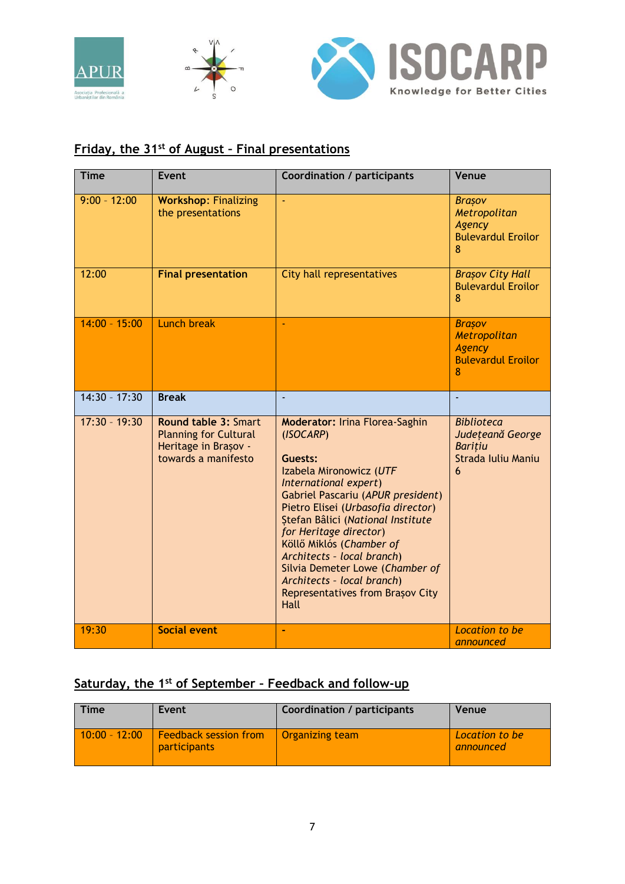## Friday, the 31st of August – Final presentations

| Time | Event | Coordination / participants | Venue |
| --- | --- | --- | --- |
| 9:00 – 12:00 | **Workshop:** Finalizing the presentations | - | *Brașov Metropolitan Agency* Bulevardul Eroilor 8 |
| 12:00 | **Final presentation** | City hall representatives | *Brașov City Hall* Bulevardul Eroilor 8 |
| 14:00 – 15:00 | Lunch break | - | *Brașov Metropolitan Agency* Bulevardul Eroilor 8 |
| 14:30 – 17:30 | **Break** | - | - |
| 17:30 – 19:30 | **Round table 3:** Smart Planning for Cultural Heritage in Brașov – towards a manifesto | **Moderator:** Irina Florea-Saghin (*ISOCARP*)<br><br>**Guests:**<br>Izabela Mironowicz (*UTF International expert*)<br>Gabriel Pascariu (*APUR president*)<br>Pietro Elisei (*Urbasofia director*)<br>Ștefan Bâlici (*National Institute for Heritage director*)<br>Köllő Miklós (*Chamber of Architects – local branch*)<br>Silvia Demeter Lowe (*Chamber of Architects – local branch*)<br>Representatives from Brașov City Hall | *Biblioteca Județeană George Barițiu* Strada Iuliu Maniu 6 |
| 19:30 | **Social event** | - | *Location to be announced* |

## Saturday, the 1st of September – Feedback and follow-up

| Time | Event | Coordination / participants | Venue |
| --- | --- | --- | --- |
| 10:00 – 12:00 | Feedback session from participants | Organizing team | *Location to be announced* |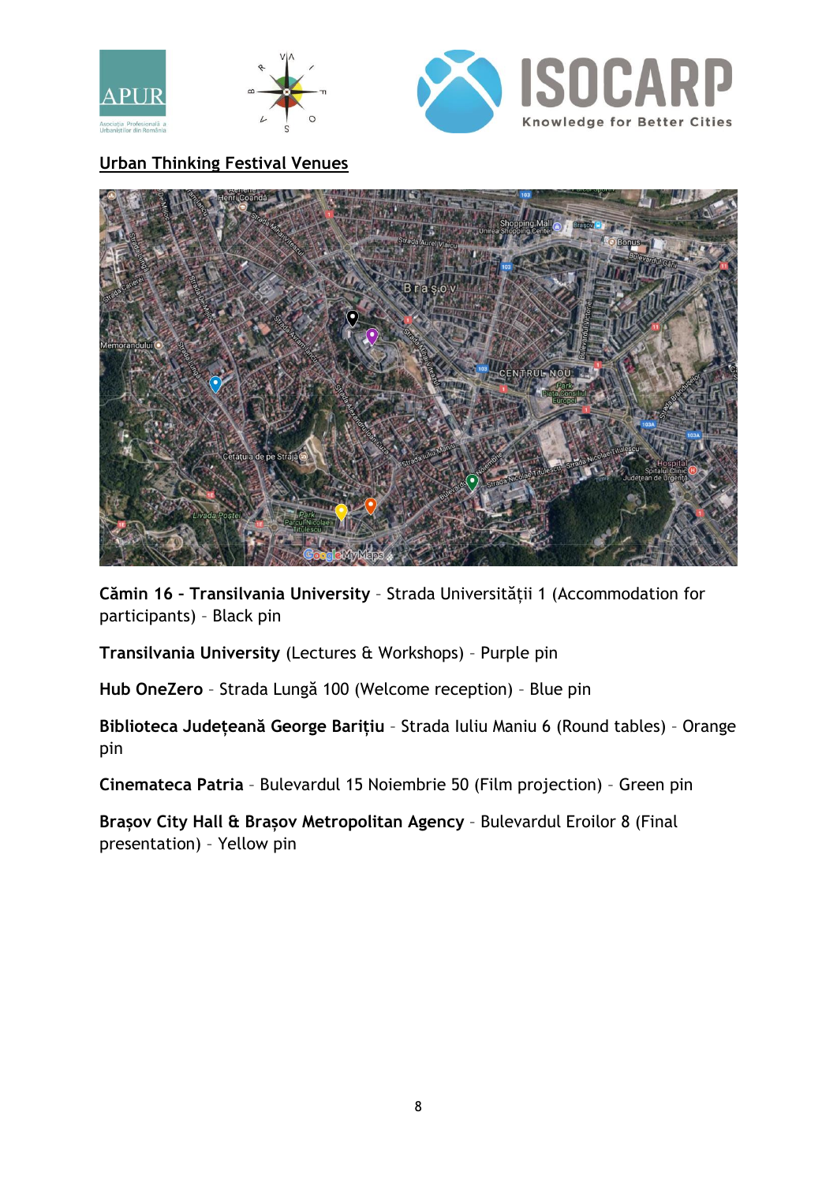Urban Thinking Festival Venues

**Cămin 16 – Transilvania University** – Strada Universității 1 (Accommodation for participants) – Black pin

**Transilvania University** (Lectures & Workshops) – Purple pin

**Hub OneZero** – Strada Lungă 100 (Welcome reception) – Blue pin

**Biblioteca Județeană George Barițiu** – Strada Iuliu Maniu 6 (Round tables) – Orange pin

**Cinemateca Patria** – Bulevardul 15 Noiembrie 50 (Film projection) – Green pin

**Brașov City Hall & Brașov Metropolitan Agency** – Bulevardul Eroilor 8 (Final presentation) – Yellow pin